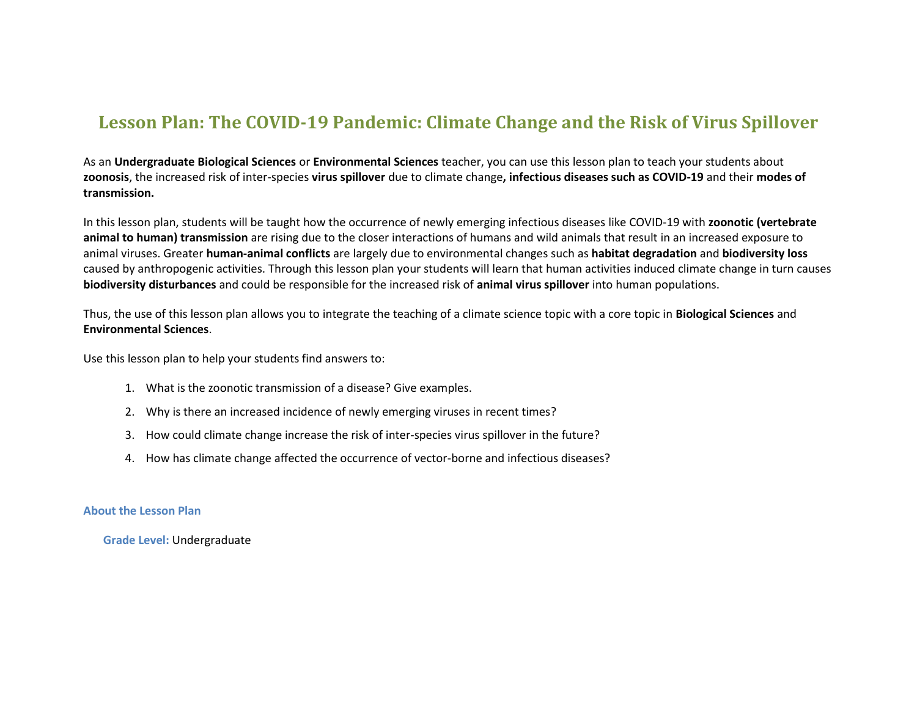# Lesson Plan: The COVID-19 Pandemic: Climate Change and the Risk of Virus Spillover

As an **Undergraduate Biological Sciences** or **Environmental Sciences** teacher, you can use this lesson plan to teach your students about **zoonosis**, the increased risk of inter-species **virus spillover** due to climate change**, infectious diseases such as COVID-19** and their **modes of transmission.**

In this lesson plan, students will be taught how the occurrence of newly emerging infectious diseases like COVID-19 with **zoonotic (vertebrate animal to human) transmission** are rising due to the closer interactions of humans and wild animals that result in an increased exposure to animal viruses. Greater **human-animal conflicts** are largely due to environmental changes such as **habitat degradation** and **biodiversity loss** caused by anthropogenic activities. Through this lesson plan your students will learn that human activities induced climate change in turn causes **biodiversity disturbances** and could be responsible for the increased risk of **animal virus spillover** into human populations.

Thus, the use of this lesson plan allows you to integrate the teaching of a climate science topic with a core topic in **Biological Sciences** and **Environmental Sciences**.

Use this lesson plan to help your students find answers to:

1. What is the zoonotic transmission of a disease? Give examples.
2. Why is there an increased incidence of newly emerging viruses in recent times?
3. How could climate change increase the risk of inter-species virus spillover in the future?
4. How has climate change affected the occurrence of vector-borne and infectious diseases?

### About the Lesson Plan

**Grade Level:** Undergraduate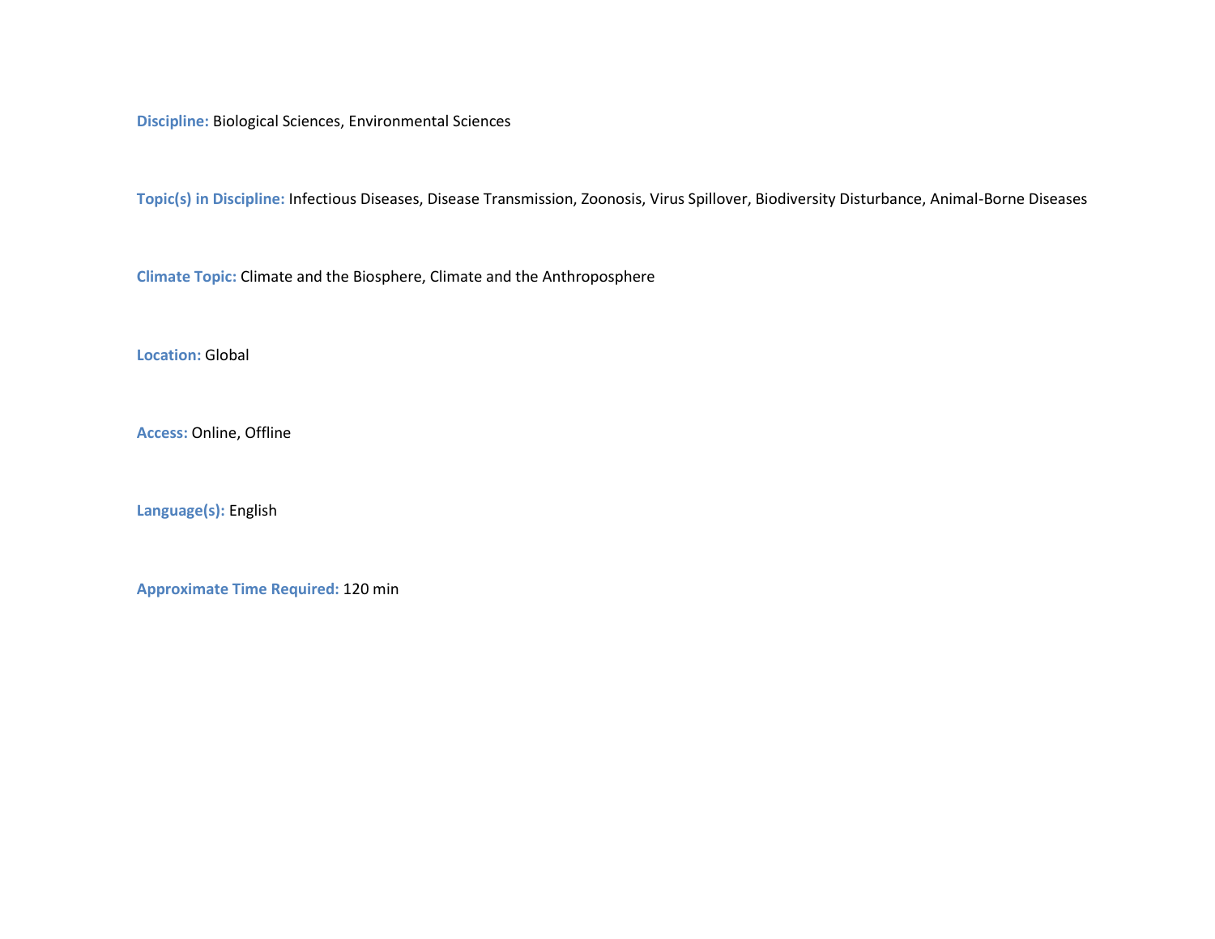**Discipline:** Biological Sciences, Environmental Sciences

**Topic(s) in Discipline:** Infectious Diseases, Disease Transmission, Zoonosis, Virus Spillover, Biodiversity Disturbance, Animal-Borne Diseases

**Climate Topic:** Climate and the Biosphere, Climate and the Anthroposphere

**Location:** Global

**Access:** Online, Offline

**Language(s):** English

**Approximate Time Required:** 120 min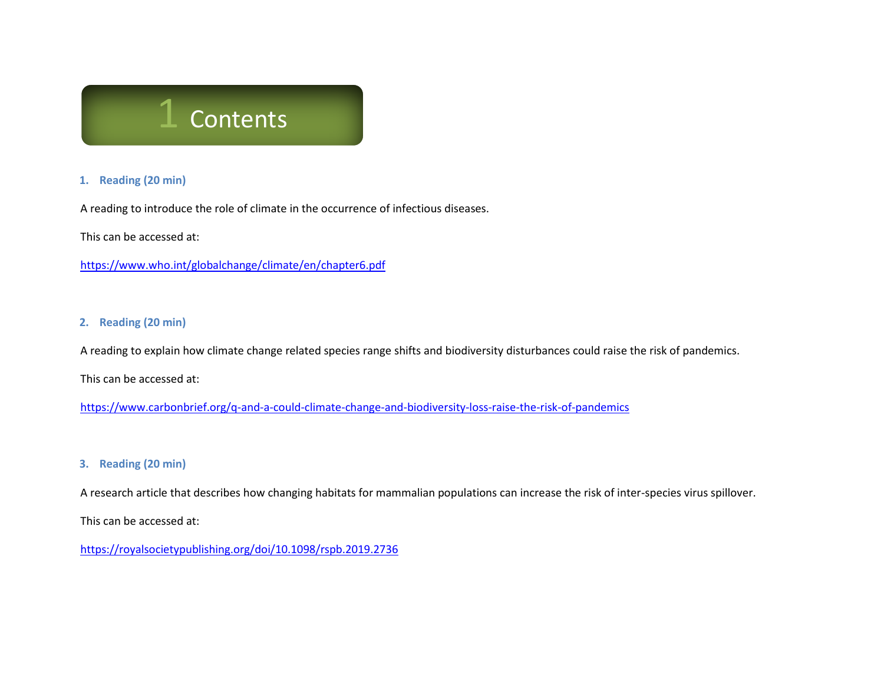# 1 Contents

### 1. Reading (20 min)

A reading to introduce the role of climate in the occurrence of infectious diseases.

This can be accessed at:

https://www.who.int/globalchange/climate/en/chapter6.pdf

### 2. Reading (20 min)

A reading to explain how climate change related species range shifts and biodiversity disturbances could raise the risk of pandemics.

This can be accessed at:

https://www.carbonbrief.org/q-and-a-could-climate-change-and-biodiversity-loss-raise-the-risk-of-pandemics

### 3. Reading (20 min)

A research article that describes how changing habitats for mammalian populations can increase the risk of inter-species virus spillover.

This can be accessed at:

https://royalsocietypublishing.org/doi/10.1098/rspb.2019.2736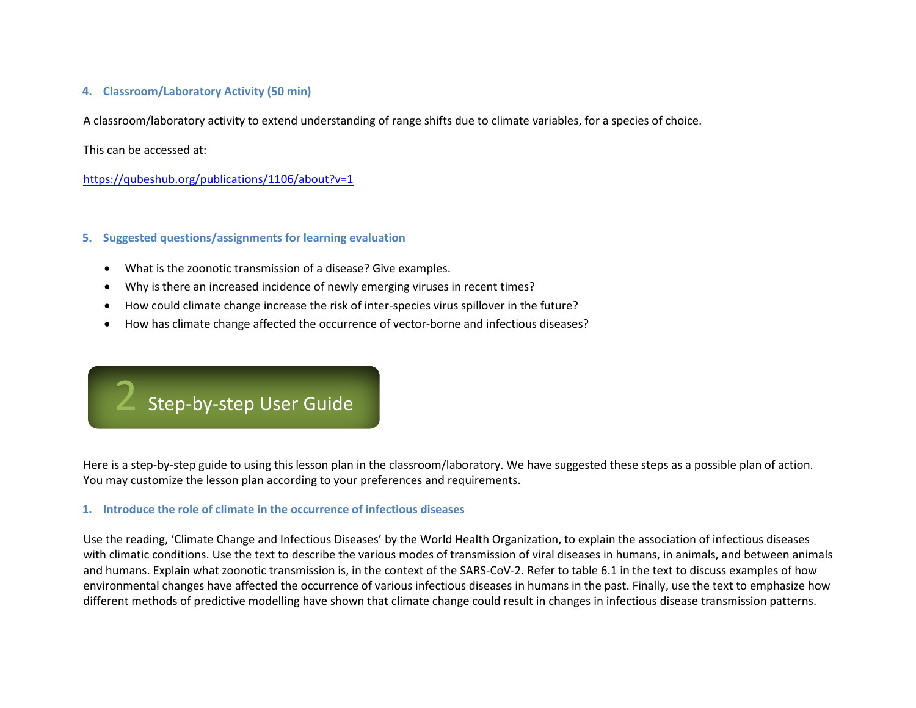### 4. Classroom/Laboratory Activity (50 min)

A classroom/laboratory activity to extend understanding of range shifts due to climate variables, for a species of choice.

This can be accessed at:

https://qubeshub.org/publications/1106/about?v=1

### 5. Suggested questions/assignments for learning evaluation

- What is the zoonotic transmission of a disease? Give examples.
- Why is there an increased incidence of newly emerging viruses in recent times?
- How could climate change increase the risk of inter-species virus spillover in the future?
- How has climate change affected the occurrence of vector-borne and infectious diseases?

## 2 Step-by-step User Guide

Here is a step-by-step guide to using this lesson plan in the classroom/laboratory. We have suggested these steps as a possible plan of action. You may customize the lesson plan according to your preferences and requirements.

### 1. Introduce the role of climate in the occurrence of infectious diseases

Use the reading, 'Climate Change and Infectious Diseases' by the World Health Organization, to explain the association of infectious diseases with climatic conditions. Use the text to describe the various modes of transmission of viral diseases in humans, in animals, and between animals and humans. Explain what zoonotic transmission is, in the context of the SARS-CoV-2. Refer to table 6.1 in the text to discuss examples of how environmental changes have affected the occurrence of various infectious diseases in humans in the past. Finally, use the text to emphasize how different methods of predictive modelling have shown that climate change could result in changes in infectious disease transmission patterns.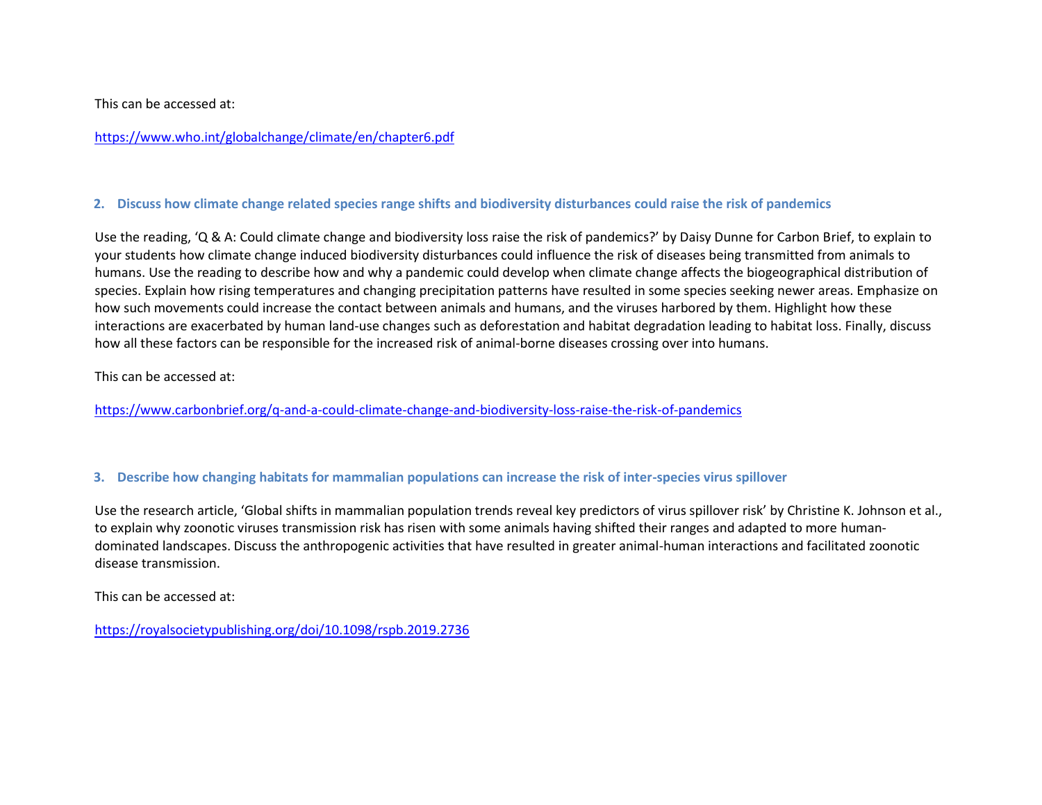This can be accessed at:

https://www.who.int/globalchange/climate/en/chapter6.pdf

### 2. Discuss how climate change related species range shifts and biodiversity disturbances could raise the risk of pandemics

Use the reading, 'Q & A: Could climate change and biodiversity loss raise the risk of pandemics?' by Daisy Dunne for Carbon Brief, to explain to your students how climate change induced biodiversity disturbances could influence the risk of diseases being transmitted from animals to humans. Use the reading to describe how and why a pandemic could develop when climate change affects the biogeographical distribution of species. Explain how rising temperatures and changing precipitation patterns have resulted in some species seeking newer areas. Emphasize on how such movements could increase the contact between animals and humans, and the viruses harbored by them. Highlight how these interactions are exacerbated by human land-use changes such as deforestation and habitat degradation leading to habitat loss. Finally, discuss how all these factors can be responsible for the increased risk of animal-borne diseases crossing over into humans.

This can be accessed at:

https://www.carbonbrief.org/q-and-a-could-climate-change-and-biodiversity-loss-raise-the-risk-of-pandemics

### 3. Describe how changing habitats for mammalian populations can increase the risk of inter-species virus spillover

Use the research article, 'Global shifts in mammalian population trends reveal key predictors of virus spillover risk' by Christine K. Johnson et al., to explain why zoonotic viruses transmission risk has risen with some animals having shifted their ranges and adapted to more human-dominated landscapes. Discuss the anthropogenic activities that have resulted in greater animal-human interactions and facilitated zoonotic disease transmission.

This can be accessed at:

https://royalsocietypublishing.org/doi/10.1098/rspb.2019.2736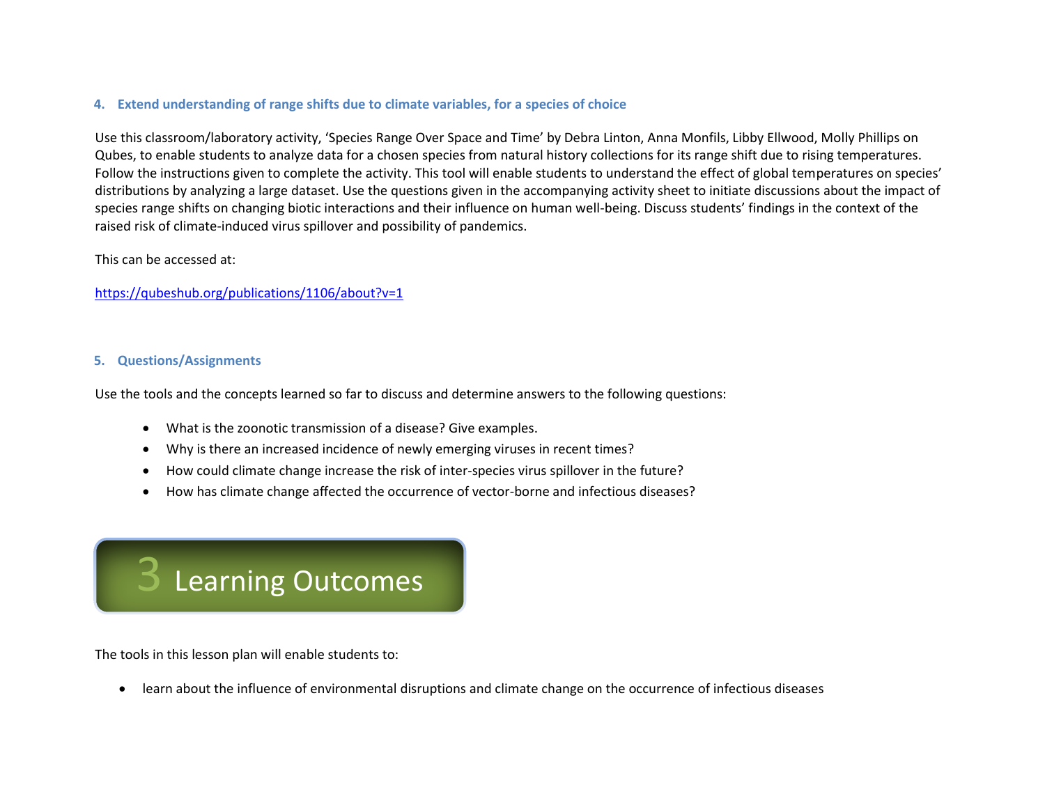#### 4. Extend understanding of range shifts due to climate variables, for a species of choice

Use this classroom/laboratory activity, 'Species Range Over Space and Time' by Debra Linton, Anna Monfils, Libby Ellwood, Molly Phillips on Qubes, to enable students to analyze data for a chosen species from natural history collections for its range shift due to rising temperatures. Follow the instructions given to complete the activity. This tool will enable students to understand the effect of global temperatures on species' distributions by analyzing a large dataset. Use the questions given in the accompanying activity sheet to initiate discussions about the impact of species range shifts on changing biotic interactions and their influence on human well-being. Discuss students' findings in the context of the raised risk of climate-induced virus spillover and possibility of pandemics.

This can be accessed at:

https://qubeshub.org/publications/1106/about?v=1

#### 5. Questions/Assignments

Use the tools and the concepts learned so far to discuss and determine answers to the following questions:

- What is the zoonotic transmission of a disease? Give examples.
- Why is there an increased incidence of newly emerging viruses in recent times?
- How could climate change increase the risk of inter-species virus spillover in the future?
- How has climate change affected the occurrence of vector-borne and infectious diseases?

## 3 Learning Outcomes

The tools in this lesson plan will enable students to:

- learn about the influence of environmental disruptions and climate change on the occurrence of infectious diseases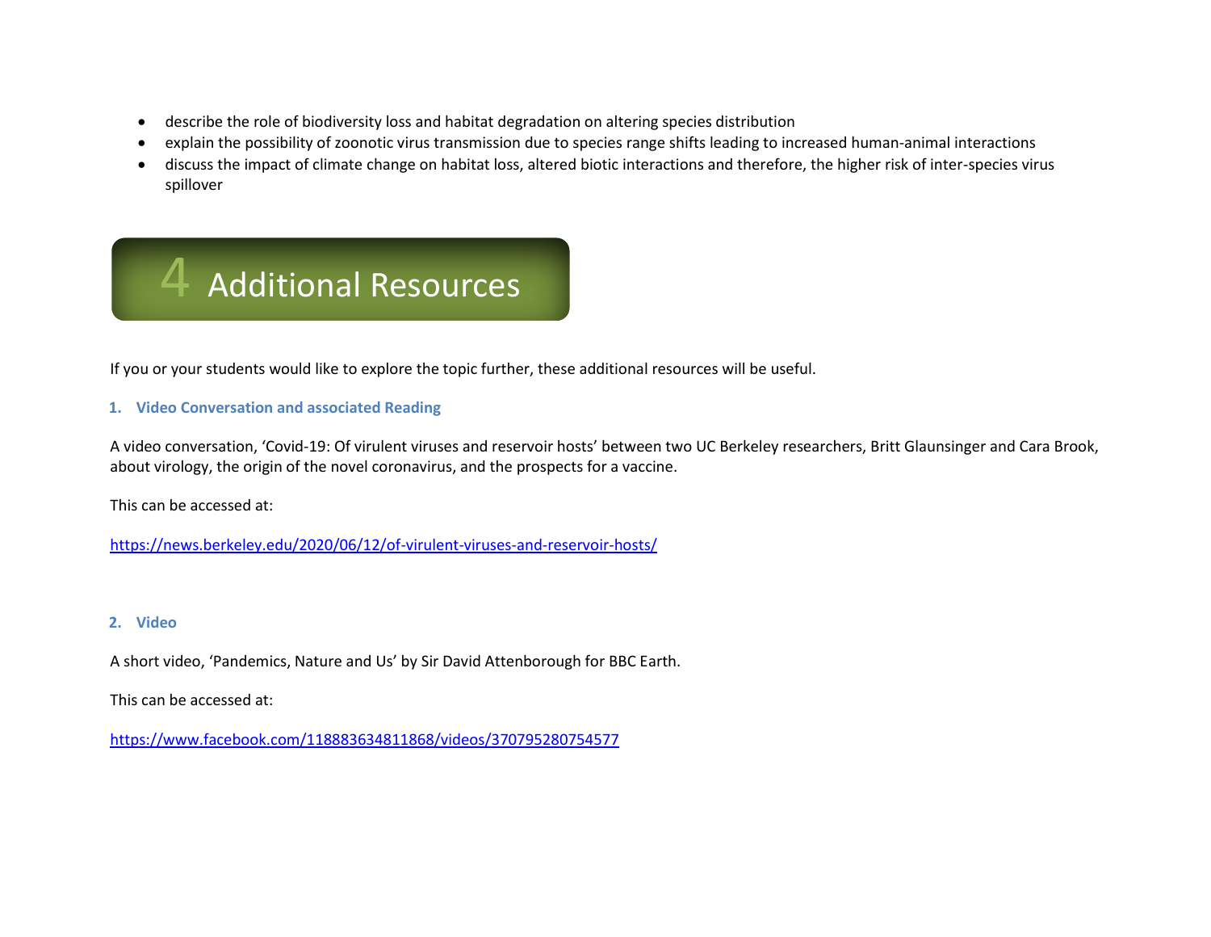- describe the role of biodiversity loss and habitat degradation on altering species distribution
- explain the possibility of zoonotic virus transmission due to species range shifts leading to increased human-animal interactions
- discuss the impact of climate change on habitat loss, altered biotic interactions and therefore, the higher risk of inter-species virus spillover

# 4 Additional Resources

If you or your students would like to explore the topic further, these additional resources will be useful.

### 1. Video Conversation and associated Reading

A video conversation, 'Covid-19: Of virulent viruses and reservoir hosts' between two UC Berkeley researchers, Britt Glaunsinger and Cara Brook, about virology, the origin of the novel coronavirus, and the prospects for a vaccine.

This can be accessed at:

https://news.berkeley.edu/2020/06/12/of-virulent-viruses-and-reservoir-hosts/

### 2. Video

A short video, 'Pandemics, Nature and Us' by Sir David Attenborough for BBC Earth.

This can be accessed at:

https://www.facebook.com/118883634811868/videos/370795280754577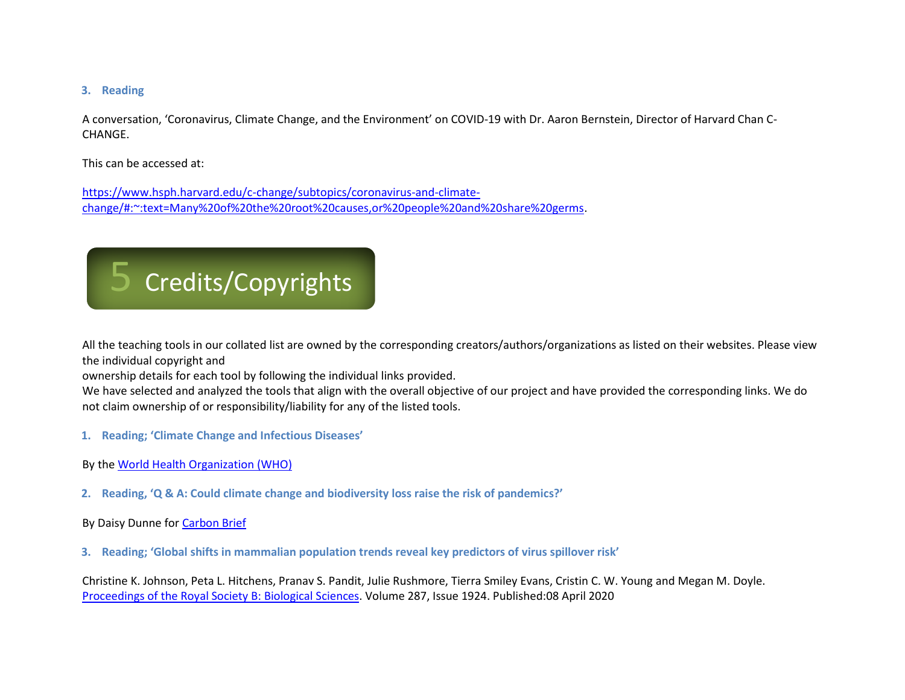### 3. Reading

A conversation, 'Coronavirus, Climate Change, and the Environment' on COVID-19 with Dr. Aaron Bernstein, Director of Harvard Chan C-CHANGE.

This can be accessed at:

https://www.hsph.harvard.edu/c-change/subtopics/coronavirus-and-climate-change/#:~:text=Many%20of%20the%20root%20causes,or%20people%20and%20share%20germs.

# 5 Credits/Copyrights

All the teaching tools in our collated list are owned by the corresponding creators/authors/organizations as listed on their websites. Please view the individual copyright and
ownership details for each tool by following the individual links provided.
We have selected and analyzed the tools that align with the overall objective of our project and have provided the corresponding links. We do not claim ownership of or responsibility/liability for any of the listed tools.

### 1. Reading; 'Climate Change and Infectious Diseases'

By the World Health Organization (WHO)

### 2. Reading, 'Q & A: Could climate change and biodiversity loss raise the risk of pandemics?'

By Daisy Dunne for Carbon Brief

### 3. Reading; 'Global shifts in mammalian population trends reveal key predictors of virus spillover risk'

Christine K. Johnson, Peta L. Hitchens, Pranav S. Pandit, Julie Rushmore, Tierra Smiley Evans, Cristin C. W. Young and Megan M. Doyle. Proceedings of the Royal Society B: Biological Sciences. Volume 287, Issue 1924. Published:08 April 2020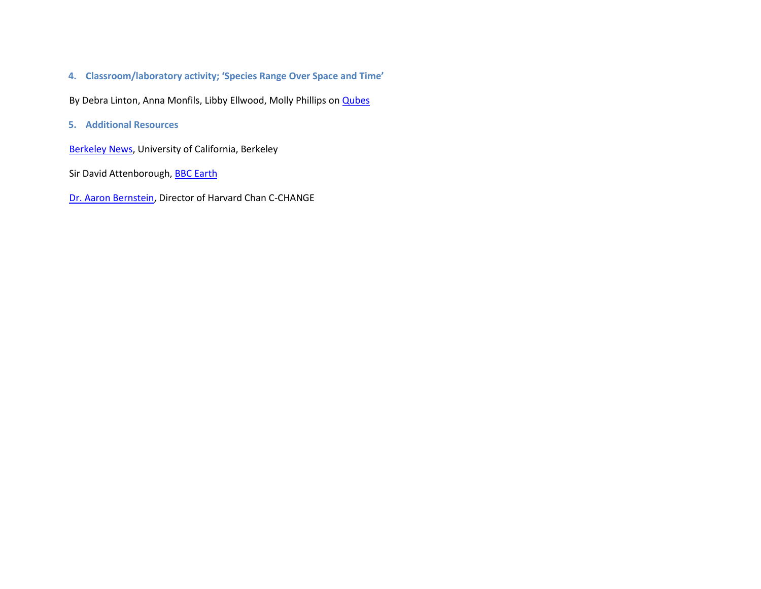### 4. Classroom/laboratory activity; 'Species Range Over Space and Time'

By Debra Linton, Anna Monfils, Libby Ellwood, Molly Phillips on Qubes

### 5. Additional Resources

Berkeley News, University of California, Berkeley

Sir David Attenborough, BBC Earth

Dr. Aaron Bernstein, Director of Harvard Chan C-CHANGE